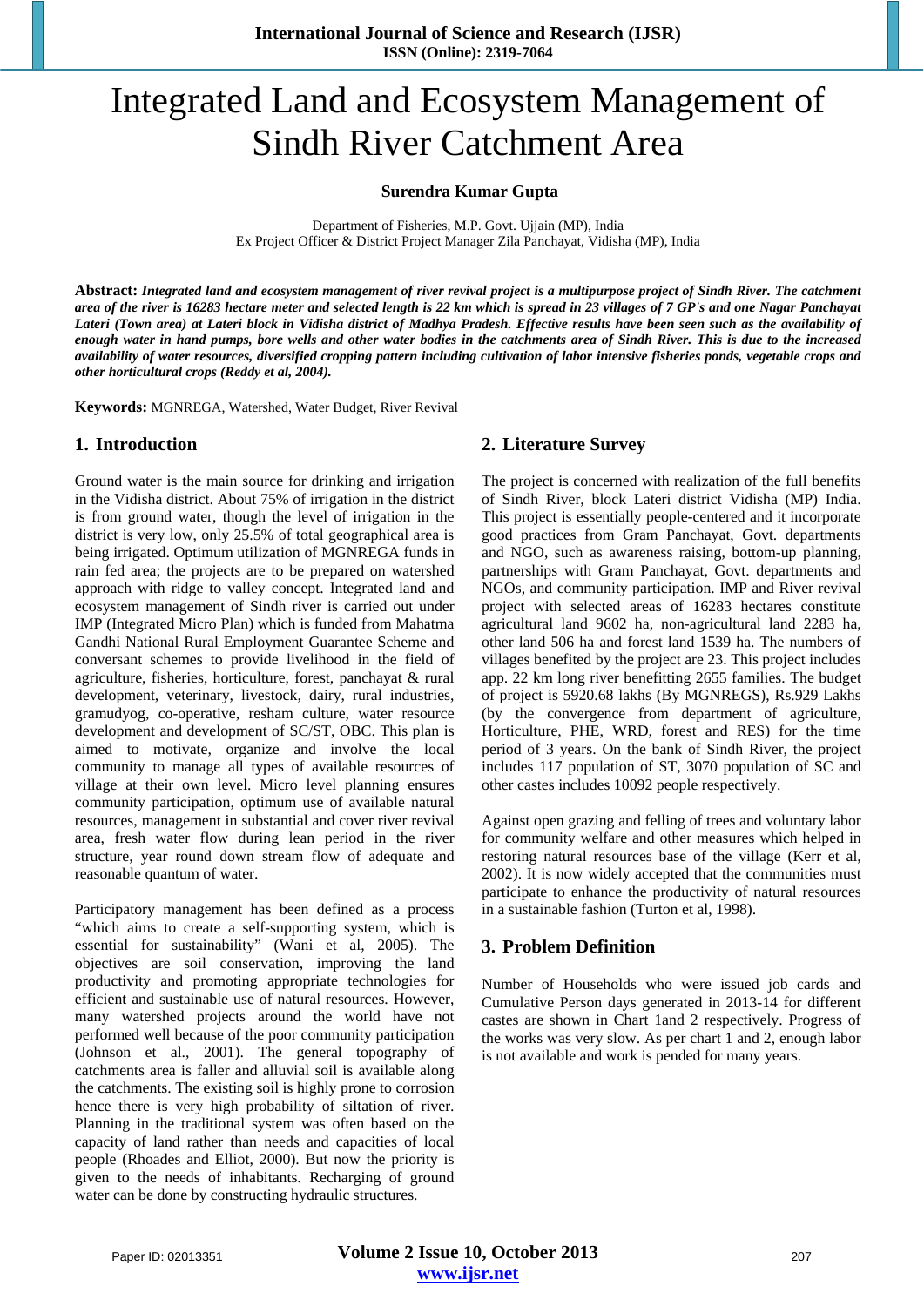# Integrated Land and Ecosystem Management of Sindh River Catchment Area

**Surendra Kumar Gupta**

Department of Fisheries, M.P. Govt. Ujjain (MP), India
Ex Project Officer & District Project Manager Zila Panchayat, Vidisha (MP), India

**Abstract:** ***Integrated land and ecosystem management of river revival project is a multipurpose project of Sindh River. The catchment area of the river is 16283 hectare meter and selected length is 22 km which is spread in 23 villages of 7 GP's and one Nagar Panchayat Lateri (Town area) at Lateri block in Vidisha district of Madhya Pradesh. Effective results have been seen such as the availability of enough water in hand pumps, bore wells and other water bodies in the catchments area of Sindh River. This is due to the increased availability of water resources, diversified cropping pattern including cultivation of labor intensive fisheries ponds, vegetable crops and other horticultural crops (Reddy et al, 2004).***

**Keywords:** MGNREGA, Watershed, Water Budget, River Revival

## 1. Introduction

Ground water is the main source for drinking and irrigation in the Vidisha district. About 75% of irrigation in the district is from ground water, though the level of irrigation in the district is very low, only 25.5% of total geographical area is being irrigated. Optimum utilization of MGNREGA funds in rain fed area; the projects are to be prepared on watershed approach with ridge to valley concept. Integrated land and ecosystem management of Sindh river is carried out under IMP (Integrated Micro Plan) which is funded from Mahatma Gandhi National Rural Employment Guarantee Scheme and conversant schemes to provide livelihood in the field of agriculture, fisheries, horticulture, forest, panchayat & rural development, veterinary, livestock, dairy, rural industries, gramudyog, co-operative, resham culture, water resource development and development of SC/ST, OBC. This plan is aimed to motivate, organize and involve the local community to manage all types of available resources of village at their own level. Micro level planning ensures community participation, optimum use of available natural resources, management in substantial and cover river revival area, fresh water flow during lean period in the river structure, year round down stream flow of adequate and reasonable quantum of water.

Participatory management has been defined as a process "which aims to create a self-supporting system, which is essential for sustainability" (Wani et al, 2005). The objectives are soil conservation, improving the land productivity and promoting appropriate technologies for efficient and sustainable use of natural resources. However, many watershed projects around the world have not performed well because of the poor community participation (Johnson et al., 2001). The general topography of catchments area is faller and alluvial soil is available along the catchments. The existing soil is highly prone to corrosion hence there is very high probability of siltation of river. Planning in the traditional system was often based on the capacity of land rather than needs and capacities of local people (Rhoades and Elliot, 2000). But now the priority is given to the needs of inhabitants. Recharging of ground water can be done by constructing hydraulic structures.

## 2. Literature Survey

The project is concerned with realization of the full benefits of Sindh River, block Lateri district Vidisha (MP) India. This project is essentially people-centered and it incorporate good practices from Gram Panchayat, Govt. departments and NGO, such as awareness raising, bottom-up planning, partnerships with Gram Panchayat, Govt. departments and NGOs, and community participation. IMP and River revival project with selected areas of 16283 hectares constitute agricultural land 9602 ha, non-agricultural land 2283 ha, other land 506 ha and forest land 1539 ha. The numbers of villages benefited by the project are 23. This project includes app. 22 km long river benefitting 2655 families. The budget of project is 5920.68 lakhs (By MGNREGS), Rs.929 Lakhs (by the convergence from department of agriculture, Horticulture, PHE, WRD, forest and RES) for the time period of 3 years. On the bank of Sindh River, the project includes 117 population of ST, 3070 population of SC and other castes includes 10092 people respectively.

Against open grazing and felling of trees and voluntary labor for community welfare and other measures which helped in restoring natural resources base of the village (Kerr et al, 2002). It is now widely accepted that the communities must participate to enhance the productivity of natural resources in a sustainable fashion (Turton et al, 1998).

## 3. Problem Definition

Number of Households who were issued job cards and Cumulative Person days generated in 2013-14 for different castes are shown in Chart 1and 2 respectively. Progress of the works was very slow. As per chart 1 and 2, enough labor is not available and work is pended for many years.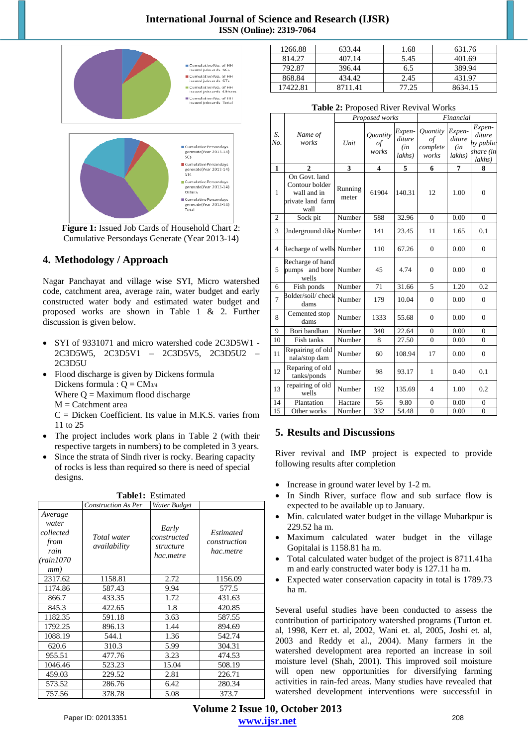Cumulative No. of HH issued jobcards SCs
Cumulative No. of HH issued jobcards STs
Cumulative No. of HH issued jobcards Others
Cumulative No. of HH issued jobcards Total

Cumulative Persondays generate(Year 2013-14) SCs
Cumulative Persondays generate(Year 2013-14) STs
Cumulative Persondays generate(Year 2013-14) Others
Cumulative Persondays generate(Year 2013-14) Total

**Figure 1:** Issued Job Cards of Household Chart 2: Cumulative Persondays Generate (Year 2013-14)

## 4. Methodology / Approach

Nagar Panchayat and village wise SYI, Micro watershed code, catchment area, average rain, water budget and early constructed water body and estimated water budget and proposed works are shown in Table 1 & 2. Further discussion is given below.

- SYI of 9331071 and micro watershed code 2C3D5W1 - 2C3D5W5, 2C3D5V1 – 2C3D5V5, 2C3D5U2 – 2C3D5U
- Flood discharge is given by Dickens formula
  Dickens formula : $Q = CM^{3/4}$
  Where Q = Maximum flood discharge
  M = Catchment area
  C = Dicken Coefficient. Its value in M.K.S. varies from 11 to 25
- The project includes work plans in Table 2 (with their respective targets in numbers) to be completed in 3 years.
- Since the strata of Sindh river is rocky. Bearing capacity of rocks is less than required so there is need of special designs.

**Table1:** Estimated

| | Construction As Per | Water Budget | |
|---|---|---|---|
| *Average water collected from rain (rain1070 mm)* | *Total water availability* | *Early constructed structure hac.metre* | *Estimated construction hac.metre* |
| 2317.62 | 1158.81 | 2.72 | 1156.09 |
| 1174.86 | 587.43 | 9.94 | 577.5 |
| 866.7 | 433.35 | 1.72 | 431.63 |
| 845.3 | 422.65 | 1.8 | 420.85 |
| 1182.35 | 591.18 | 3.63 | 587.55 |
| 1792.25 | 896.13 | 1.44 | 894.69 |
| 1088.19 | 544.1 | 1.36 | 542.74 |
| 620.6 | 310.3 | 5.99 | 304.31 |
| 955.51 | 477.76 | 3.23 | 474.53 |
| 1046.46 | 523.23 | 15.04 | 508.19 |
| 459.03 | 229.52 | 2.81 | 226.71 |
| 573.52 | 286.76 | 6.42 | 280.34 |
| 757.56 | 378.78 | 5.08 | 373.7 |
| 1266.88 | 633.44 | 1.68 | 631.76 |
| 814.27 | 407.14 | 5.45 | 401.69 |
| 792.87 | 396.44 | 6.5 | 389.94 |
| 868.84 | 434.42 | 2.45 | 431.97 |
| 17422.81 | 8711.41 | 77.25 | 8634.15 |

**Table 2:** Proposed River Revival Works

| | | Proposed works | | | Financial | | |
|---|---|---|---|---|---|---|---|
| *S. No.* | *Name of works* | *Unit* | *Quantity of works* | *Expen-diture (in lakhs)* | *Quantity of complete works* | *Expen-diture (in lakhs)* | *Expen-diture by public share (in lakhs)* |
| **1** | **2** | **3** | **4** | **5** | **6** | **7** | **8** |
| 1 | On Govt. land Contour bolder wall and in private land farm wall | Running meter | 61904 | 140.31 | 12 | 1.00 | 0 |
| 2 | Sock pit | Number | 588 | 32.96 | 0 | 0.00 | 0 |
| 3 | Underground dike | Number | 141 | 23.45 | 11 | 1.65 | 0.1 |
| 4 | Recharge of wells | Number | 110 | 67.26 | 0 | 0.00 | 0 |
| 5 | Recharge of hand pumps and bore wells | Number | 45 | 4.74 | 0 | 0.00 | 0 |
| 6 | Fish ponds | Number | 71 | 31.66 | 5 | 1.20 | 0.2 |
| 7 | Bolder/soil/ check dams | Number | 179 | 10.04 | 0 | 0.00 | 0 |
| 8 | Cemented stop dams | Number | 1333 | 55.68 | 0 | 0.00 | 0 |
| 9 | Bori bandhan | Number | 340 | 22.64 | 0 | 0.00 | 0 |
| 10 | Fish tanks | Number | 8 | 27.50 | 0 | 0.00 | 0 |
| 11 | Repairing of old nala/stop dam | Number | 60 | 108.94 | 17 | 0.00 | 0 |
| 12 | Reparing of old tanks/ponds | Number | 98 | 93.17 | 1 | 0.40 | 0.1 |
| 13 | repairing of old wells | Number | 192 | 135.69 | 4 | 1.00 | 0.2 |
| 14 | Plantation | Hactare | 56 | 9.80 | 0 | 0.00 | 0 |
| 15 | Other works | Number | 332 | 54.48 | 0 | 0.00 | 0 |

## 5. Results and Discussions

River revival and IMP project is expected to provide following results after completion

- Increase in ground water level by 1-2 m.
- In Sindh River, surface flow and sub surface flow is expected to be available up to January.
- Min. calculated water budget in the village Mubarkpur is 229.52 ha m.
- Maximum calculated water budget in the village Gopitalai is 1158.81 ha m.
- Total calculated water budget of the project is 8711.41ha m and early constructed water body is 127.11 ha m.
- Expected water conservation capacity in total is 1789.73 ha m.

Several useful studies have been conducted to assess the contribution of participatory watershed programs (Turton et. al, 1998, Kerr et. al, 2002, Wani et. al, 2005, Joshi et. al, 2003 and Reddy et al., 2004). Many farmers in the watershed development area reported an increase in soil moisture level (Shah, 2001). This improved soil moisture will open new opportunities for diversifying farming activities in rain-fed areas. Many studies have revealed that watershed development interventions were successful in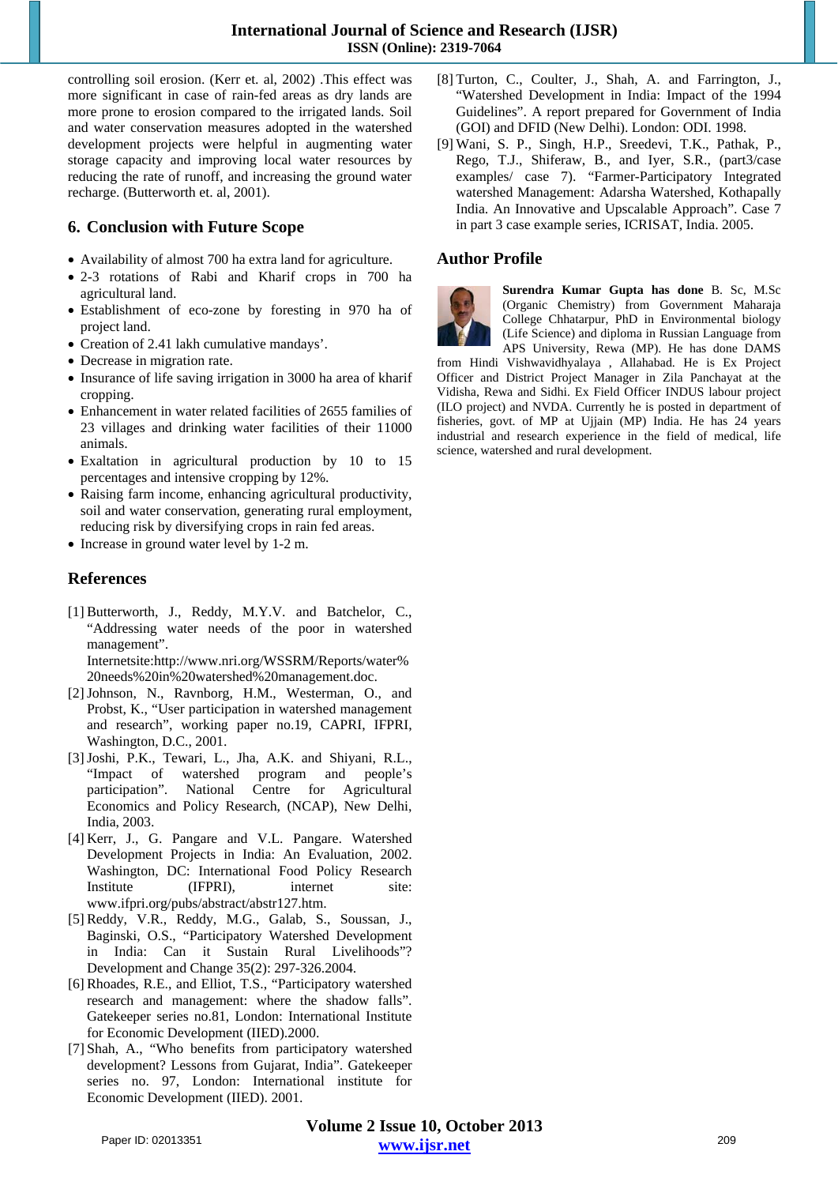controlling soil erosion. (Kerr et. al, 2002) .This effect was more significant in case of rain-fed areas as dry lands are more prone to erosion compared to the irrigated lands. Soil and water conservation measures adopted in the watershed development projects were helpful in augmenting water storage capacity and improving local water resources by reducing the rate of runoff, and increasing the ground water recharge. (Butterworth et. al, 2001).

## 6. Conclusion with Future Scope

- Availability of almost 700 ha extra land for agriculture.
- 2-3 rotations of Rabi and Kharif crops in 700 ha agricultural land.
- Establishment of eco-zone by foresting in 970 ha of project land.
- Creation of 2.41 lakh cumulative mandays'.
- Decrease in migration rate.
- Insurance of life saving irrigation in 3000 ha area of kharif cropping.
- Enhancement in water related facilities of 2655 families of 23 villages and drinking water facilities of their 11000 animals.
- Exaltation in agricultural production by 10 to 15 percentages and intensive cropping by 12%.
- Raising farm income, enhancing agricultural productivity, soil and water conservation, generating rural employment, reducing risk by diversifying crops in rain fed areas.
- Increase in ground water level by 1-2 m.

## References

[1] Butterworth, J., Reddy, M.Y.V. and Batchelor, C., "Addressing water needs of the poor in watershed management". Internetsite:http://www.nri.org/WSSRM/Reports/water%20needs%20in%20watershed%20management.doc.

[2] Johnson, N., Ravnborg, H.M., Westerman, O., and Probst, K., "User participation in watershed management and research", working paper no.19, CAPRI, IFPRI, Washington, D.C., 2001.

[3] Joshi, P.K., Tewari, L., Jha, A.K. and Shiyani, R.L., "Impact of watershed program and people's participation". National Centre for Agricultural Economics and Policy Research, (NCAP), New Delhi, India, 2003.

[4] Kerr, J., G. Pangare and V.L. Pangare. Watershed Development Projects in India: An Evaluation, 2002. Washington, DC: International Food Policy Research Institute (IFPRI), internet site: www.ifpri.org/pubs/abstract/abstr127.htm.

[5] Reddy, V.R., Reddy, M.G., Galab, S., Soussan, J., Baginski, O.S., "Participatory Watershed Development in India: Can it Sustain Rural Livelihoods"? Development and Change 35(2): 297-326.2004.

[6] Rhoades, R.E., and Elliot, T.S., "Participatory watershed research and management: where the shadow falls". Gatekeeper series no.81, London: International Institute for Economic Development (IIED).2000.

[7] Shah, A., "Who benefits from participatory watershed development? Lessons from Gujarat, India". Gatekeeper series no. 97, London: International institute for Economic Development (IIED). 2001.

[8] Turton, C., Coulter, J., Shah, A. and Farrington, J., "Watershed Development in India: Impact of the 1994 Guidelines". A report prepared for Government of India (GOI) and DFID (New Delhi). London: ODI. 1998.

[9] Wani, S. P., Singh, H.P., Sreedevi, T.K., Pathak, P., Rego, T.J., Shiferaw, B., and Iyer, S.R., (part3/case examples/ case 7). "Farmer-Participatory Integrated watershed Management: Adarsha Watershed, Kothapally India. An Innovative and Upscalable Approach". Case 7 in part 3 case example series, ICRISAT, India. 2005.

## Author Profile

**Surendra Kumar Gupta has done** B. Sc, M.Sc (Organic Chemistry) from Government Maharaja College Chhatarpur, PhD in Environmental biology (Life Science) and diploma in Russian Language from APS University, Rewa (MP). He has done DAMS from Hindi Vishwavidhyalaya , Allahabad. He is Ex Project Officer and District Project Manager in Zila Panchayat at the Vidisha, Rewa and Sidhi. Ex Field Officer INDUS labour project (ILO project) and NVDA. Currently he is posted in department of fisheries, govt. of MP at Ujjain (MP) India. He has 24 years industrial and research experience in the field of medical, life science, watershed and rural development.